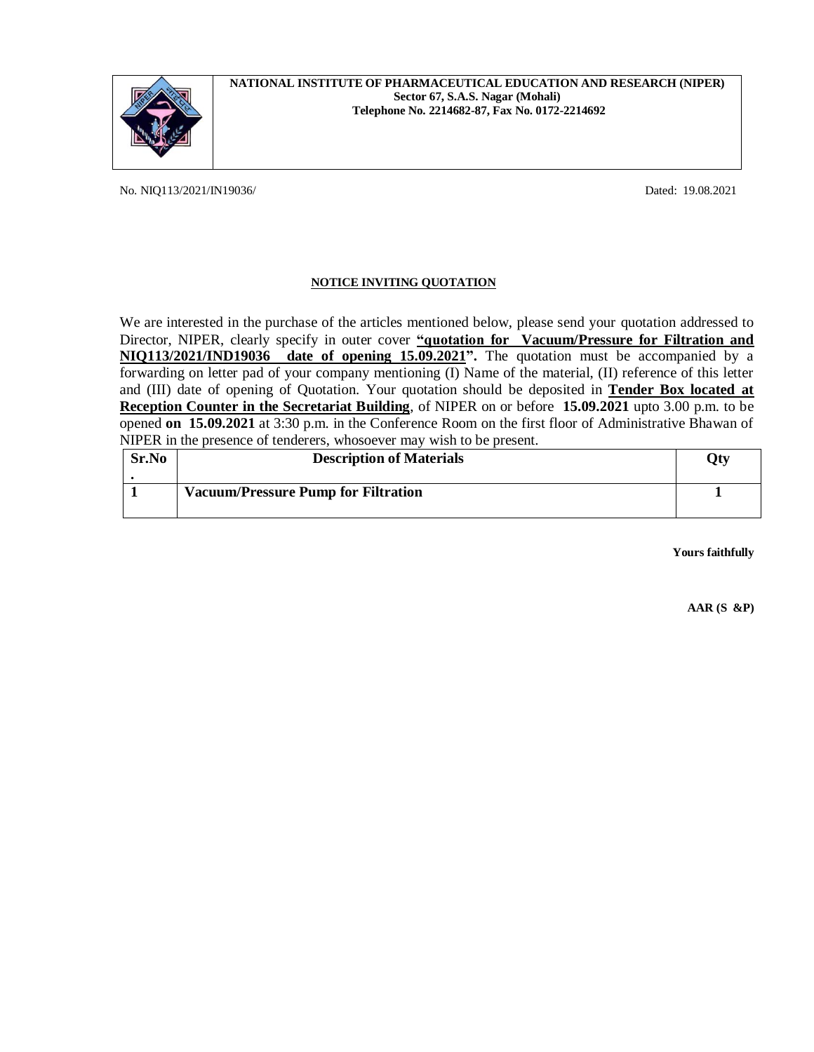**NATIONAL INSTITUTE OF PHARMACEUTICAL EDUCATION AND RESEARCH (NIPER)**
**Sector 67, S.A.S. Nagar (Mohali)**
**Telephone No. 2214682-87, Fax No. 0172-2214692**

No. NIQ113/2021/IN19036/ Dated: 19.08.2021

## NOTICE INVITING QUOTATION

We are interested in the purchase of the articles mentioned below, please send your quotation addressed to Director, NIPER, clearly specify in outer cover **"quotation for Vacuum/Pressure for Filtration and NIQ113/2021/IND19036 date of opening 15.09.2021".** The quotation must be accompanied by a forwarding on letter pad of your company mentioning (I) Name of the material, (II) reference of this letter and (III) date of opening of Quotation. Your quotation should be deposited in **Tender Box located at Reception Counter in the Secretariat Building**, of NIPER on or before **15.09.2021** upto 3.00 p.m. to be opened **on 15.09.2021** at 3:30 p.m. in the Conference Room on the first floor of Administrative Bhawan of NIPER in the presence of tenderers, whosoever may wish to be present.

| Sr.No. | Description of Materials | Qty |
|---|---|---|
| 1 | **Vacuum/Pressure Pump for Filtration** | 1 |

**Yours faithfully**

**AAR (S &P)**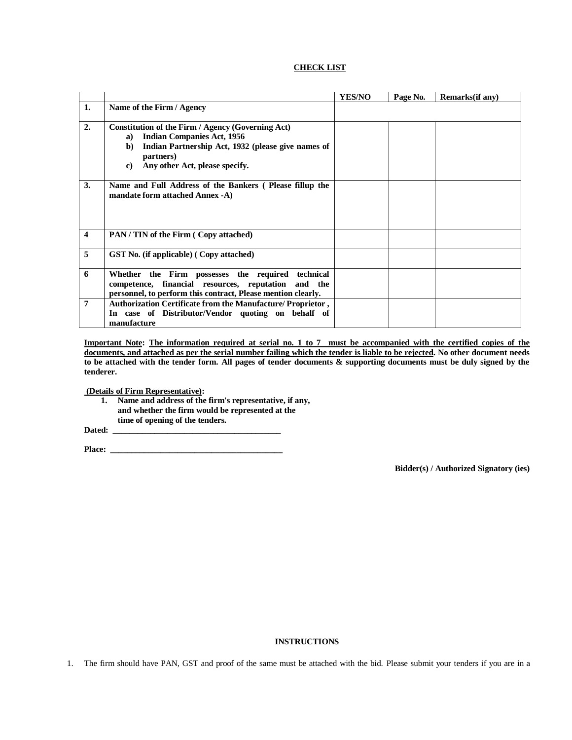## CHECK LIST

| | | YES/NO | Page No. | Remarks(if any) |
|---|---|---|---|---|
| 1. | **Name of the Firm / Agency** | | | |
| 2. | **Constitution of the Firm / Agency (Governing Act)**<br>**a) Indian Companies Act, 1956**<br>**b) Indian Partnership Act, 1932 (please give names of partners)**<br>**c) Any other Act, please specify.** | | | |
| 3. | **Name and Full Address of the Bankers ( Please fillup the mandate form attached Annex -A)** | | | |
| 4 | **PAN / TIN of the Firm ( Copy attached)** | | | |
| 5 | **GST No. (if applicable) ( Copy attached)** | | | |
| 6 | **Whether the Firm possesses the required technical competence, financial resources, reputation and the personnel, to perform this contract, Please mention clearly.** | | | |
| 7 | **Authorization Certificate from the Manufacture/ Proprietor , In case of Distributor/Vendor quoting on behalf of manufacture** | | | |

**Important Note: The information required at serial no. 1 to 7 must be accompanied with the certified copies of the documents, and attached as per the serial number failing which the tender is liable to be rejected. No other document needs to be attached with the tender form. All pages of tender documents & supporting documents must be duly signed by the tenderer.**

**(Details of Firm Representative):**

1. **Name and address of the firm's representative, if any, and whether the firm would be represented at the time of opening of the tenders.**

**Dated: ________________________________________**

**Place: _________________________________________**

**Bidder(s) / Authorized Signatory (ies)**

**INSTRUCTIONS**

1. The firm should have PAN, GST and proof of the same must be attached with the bid. Please submit your tenders if you are in a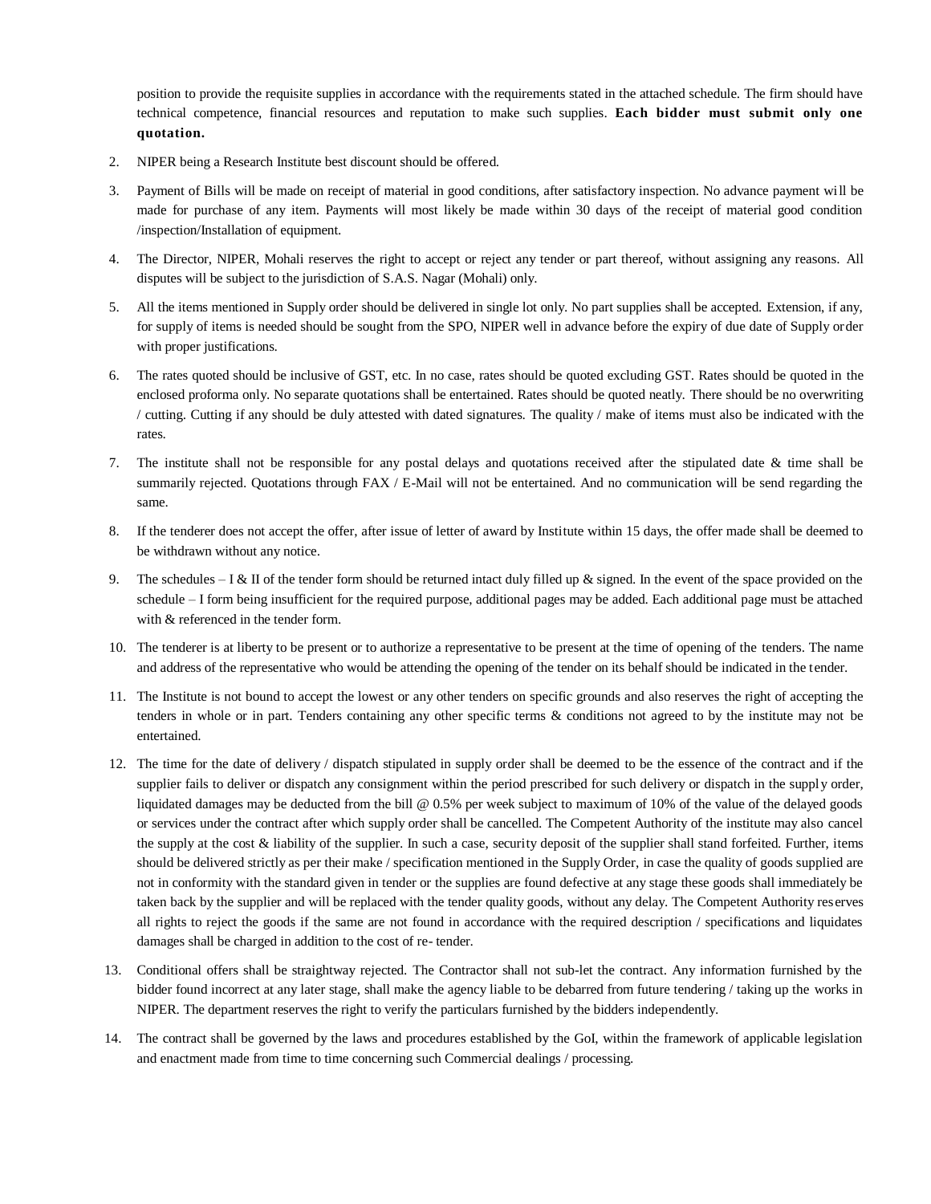position to provide the requisite supplies in accordance with the requirements stated in the attached schedule. The firm should have technical competence, financial resources and reputation to make such supplies. **Each bidder must submit only one quotation.**

2. NIPER being a Research Institute best discount should be offered.

3. Payment of Bills will be made on receipt of material in good conditions, after satisfactory inspection. No advance payment will be made for purchase of any item. Payments will most likely be made within 30 days of the receipt of material good condition /inspection/Installation of equipment.

4. The Director, NIPER, Mohali reserves the right to accept or reject any tender or part thereof, without assigning any reasons. All disputes will be subject to the jurisdiction of S.A.S. Nagar (Mohali) only.

5. All the items mentioned in Supply order should be delivered in single lot only. No part supplies shall be accepted. Extension, if any, for supply of items is needed should be sought from the SPO, NIPER well in advance before the expiry of due date of Supply order with proper justifications.

6. The rates quoted should be inclusive of GST, etc. In no case, rates should be quoted excluding GST. Rates should be quoted in the enclosed proforma only. No separate quotations shall be entertained. Rates should be quoted neatly. There should be no overwriting / cutting. Cutting if any should be duly attested with dated signatures. The quality / make of items must also be indicated with the rates.

7. The institute shall not be responsible for any postal delays and quotations received after the stipulated date & time shall be summarily rejected. Quotations through FAX / E-Mail will not be entertained. And no communication will be send regarding the same.

8. If the tenderer does not accept the offer, after issue of letter of award by Institute within 15 days, the offer made shall be deemed to be withdrawn without any notice.

9. The schedules – I & II of the tender form should be returned intact duly filled up & signed. In the event of the space provided on the schedule – I form being insufficient for the required purpose, additional pages may be added. Each additional page must be attached with & referenced in the tender form.

10. The tenderer is at liberty to be present or to authorize a representative to be present at the time of opening of the tenders. The name and address of the representative who would be attending the opening of the tender on its behalf should be indicated in the tender.

11. The Institute is not bound to accept the lowest or any other tenders on specific grounds and also reserves the right of accepting the tenders in whole or in part. Tenders containing any other specific terms & conditions not agreed to by the institute may not be entertained.

12. The time for the date of delivery / dispatch stipulated in supply order shall be deemed to be the essence of the contract and if the supplier fails to deliver or dispatch any consignment within the period prescribed for such delivery or dispatch in the supply order, liquidated damages may be deducted from the bill @ 0.5% per week subject to maximum of 10% of the value of the delayed goods or services under the contract after which supply order shall be cancelled. The Competent Authority of the institute may also cancel the supply at the cost & liability of the supplier. In such a case, security deposit of the supplier shall stand forfeited. Further, items should be delivered strictly as per their make / specification mentioned in the Supply Order, in case the quality of goods supplied are not in conformity with the standard given in tender or the supplies are found defective at any stage these goods shall immediately be taken back by the supplier and will be replaced with the tender quality goods, without any delay. The Competent Authority reserves all rights to reject the goods if the same are not found in accordance with the required description / specifications and liquidates damages shall be charged in addition to the cost of re- tender.

13. Conditional offers shall be straightway rejected. The Contractor shall not sub-let the contract. Any information furnished by the bidder found incorrect at any later stage, shall make the agency liable to be debarred from future tendering / taking up the works in NIPER. The department reserves the right to verify the particulars furnished by the bidders independently.

14. The contract shall be governed by the laws and procedures established by the GoI, within the framework of applicable legislation and enactment made from time to time concerning such Commercial dealings / processing.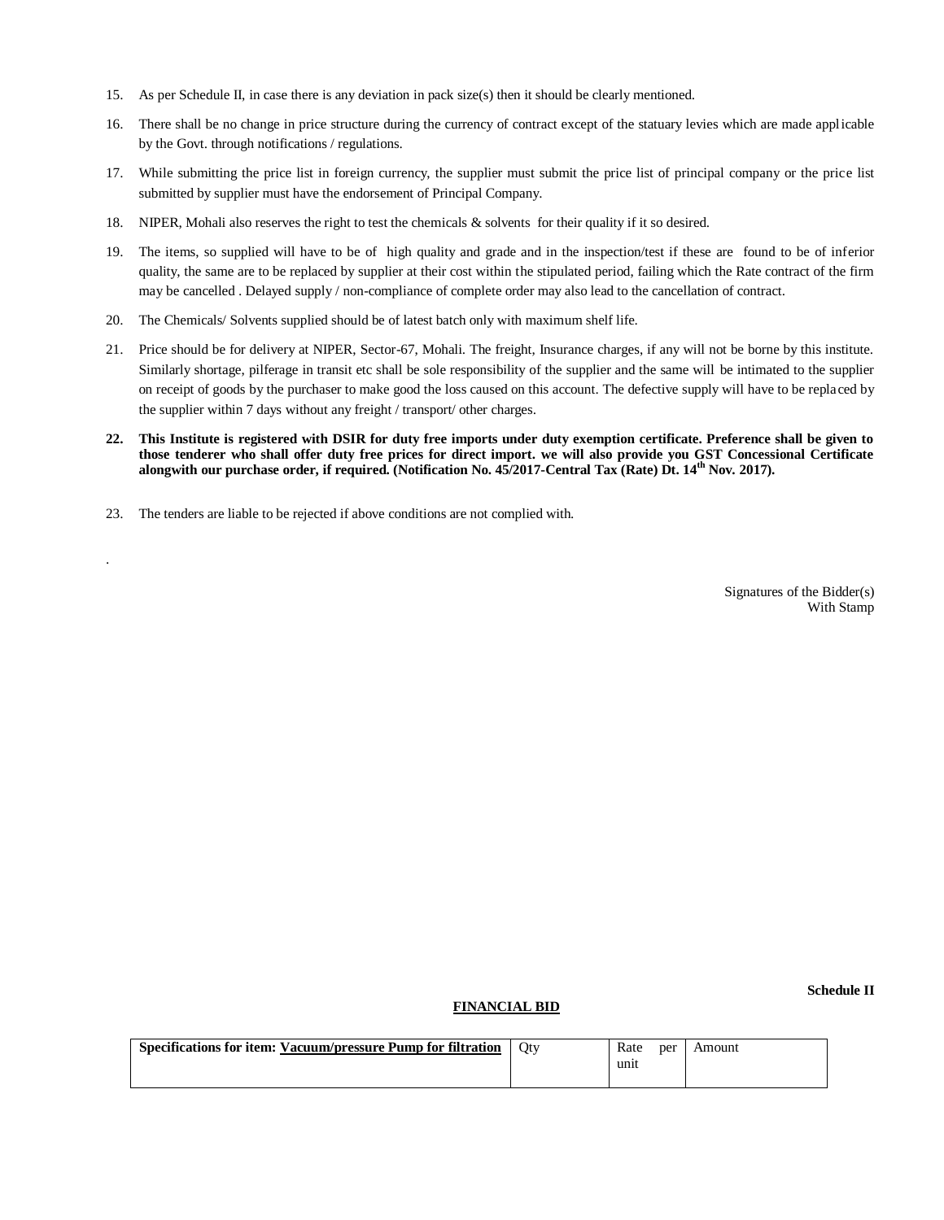15. As per Schedule II, in case there is any deviation in pack size(s) then it should be clearly mentioned.
16. There shall be no change in price structure during the currency of contract except of the statuary levies which are made applicable by the Govt. through notifications / regulations.
17. While submitting the price list in foreign currency, the supplier must submit the price list of principal company or the price list submitted by supplier must have the endorsement of Principal Company.
18. NIPER, Mohali also reserves the right to test the chemicals & solvents for their quality if it so desired.
19. The items, so supplied will have to be of high quality and grade and in the inspection/test if these are found to be of inferior quality, the same are to be replaced by supplier at their cost within the stipulated period, failing which the Rate contract of the firm may be cancelled . Delayed supply / non-compliance of complete order may also lead to the cancellation of contract.
20. The Chemicals/ Solvents supplied should be of latest batch only with maximum shelf life.
21. Price should be for delivery at NIPER, Sector-67, Mohali. The freight, Insurance charges, if any will not be borne by this institute. Similarly shortage, pilferage in transit etc shall be sole responsibility of the supplier and the same will be intimated to the supplier on receipt of goods by the purchaser to make good the loss caused on this account. The defective supply will have to be replaced by the supplier within 7 days without any freight / transport/ other charges.
22. **This Institute is registered with DSIR for duty free imports under duty exemption certificate. Preference shall be given to those tenderer who shall offer duty free prices for direct import. we will also provide you GST Concessional Certificate alongwith our purchase order, if required. (Notification No. 45/2017-Central Tax (Rate) Dt. 14th Nov. 2017).**
23. The tenders are liable to be rejected if above conditions are not complied with.

.

Signatures of the Bidder(s)
With Stamp

**Schedule II**

**FINANCIAL BID**

| **Specifications for item: Vacuum/pressure Pump for filtration** | Qty | Rate per unit | Amount |
|---|---|---|---|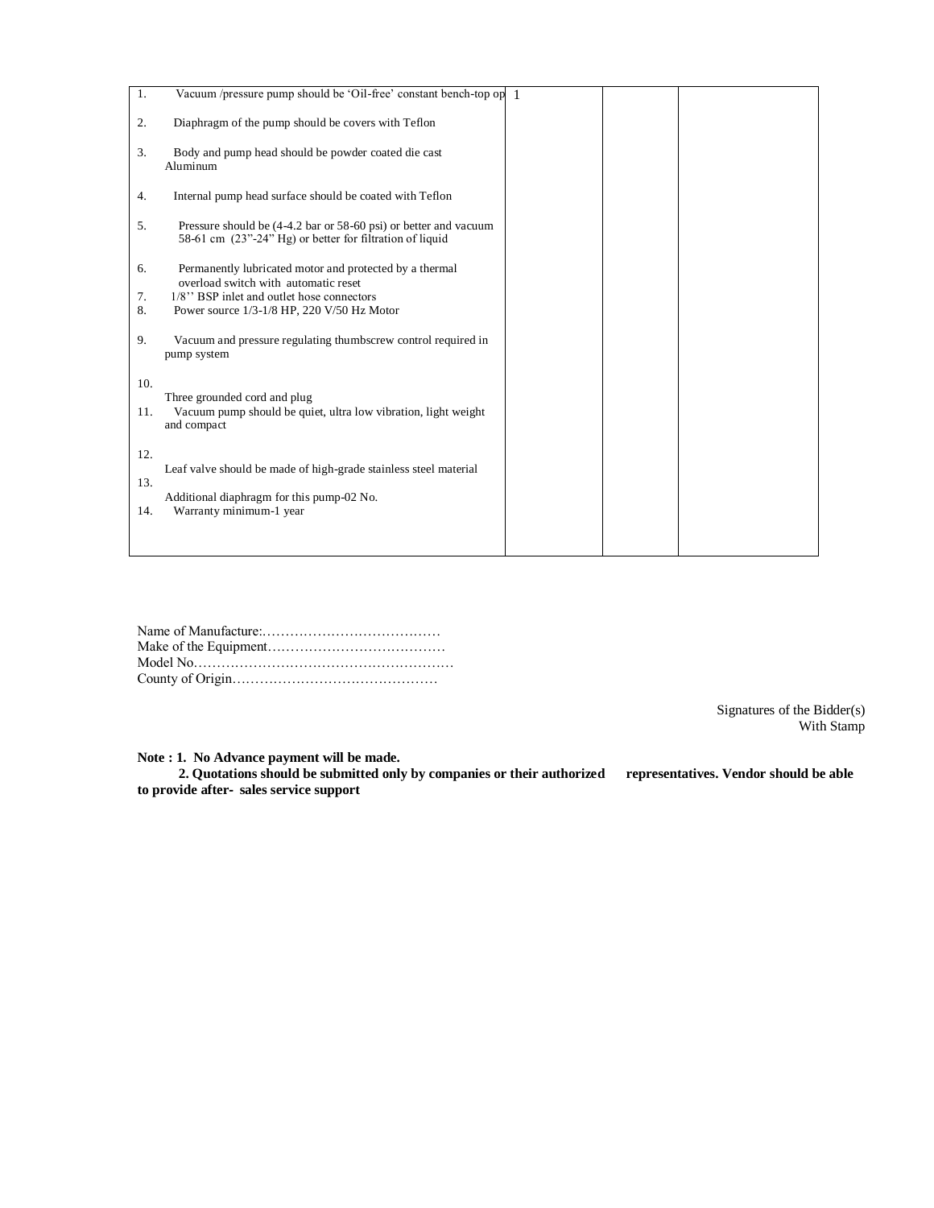| | | | |
|---|---|---|---|
| 1. Vacuum /pressure pump should be 'Oil-free' constant bench-top op<br>2. Diaphragm of the pump should be covers with Teflon<br>3. Body and pump head should be powder coated die cast Aluminum<br>4. Internal pump head surface should be coated with Teflon<br>5. Pressure should be (4-4.2 bar or 58-60 psi) or better and vacuum 58-61 cm (23"-24" Hg) or better for filtration of liquid<br>6. Permanently lubricated motor and protected by a thermal overload switch with automatic reset<br>7. 1/8'' BSP inlet and outlet hose connectors<br>8. Power source 1/3-1/8 HP, 220 V/50 Hz Motor<br>9. Vacuum and pressure regulating thumbscrew control required in pump system<br>10. Three grounded cord and plug<br>11. Vacuum pump should be quiet, ultra low vibration, light weight and compact<br>12. Leaf valve should be made of high-grade stainless steel material<br>13. Additional diaphragm for this pump-02 No.<br>14. Warranty minimum-1 year | 1 | | |

Name of Manufacture:.....................................

Make of the Equipment.....................................

Model No.......................................................

County of Origin...........................................

Signatures of the Bidder(s)
With Stamp

**Note : 1. No Advance payment will be made.**

**2. Quotations should be submitted only by companies or their authorized representatives. Vendor should be able to provide after- sales service support**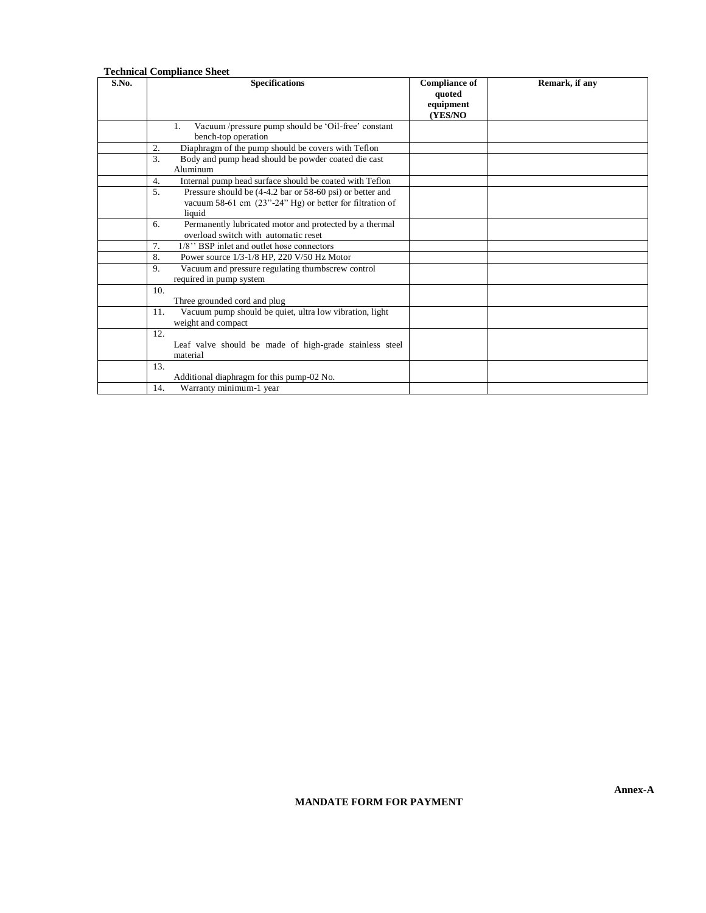**Technical Compliance Sheet**

| S.No. | Specifications | Compliance of quoted equipment (YES/NO | Remark, if any |
|---|---|---|---|
| | 1. Vacuum /pressure pump should be 'Oil-free' constant bench-top operation | | |
| | 2. Diaphragm of the pump should be covers with Teflon | | |
| | 3. Body and pump head should be powder coated die cast Aluminum | | |
| | 4. Internal pump head surface should be coated with Teflon | | |
| | 5. Pressure should be (4-4.2 bar or 58-60 psi) or better and vacuum 58-61 cm (23"-24" Hg) or better for filtration of liquid | | |
| | 6. Permanently lubricated motor and protected by a thermal overload switch with automatic reset | | |
| | 7. 1/8'' BSP inlet and outlet hose connectors | | |
| | 8. Power source 1/3-1/8 HP, 220 V/50 Hz Motor | | |
| | 9. Vacuum and pressure regulating thumbscrew control required in pump system | | |
| | 10. Three grounded cord and plug | | |
| | 11. Vacuum pump should be quiet, ultra low vibration, light weight and compact | | |
| | 12. Leaf valve should be made of high-grade stainless steel material | | |
| | 13. Additional diaphragm for this pump-02 No. | | |
| | 14. Warranty minimum-1 year | | |

**Annex-A**

**MANDATE FORM FOR PAYMENT**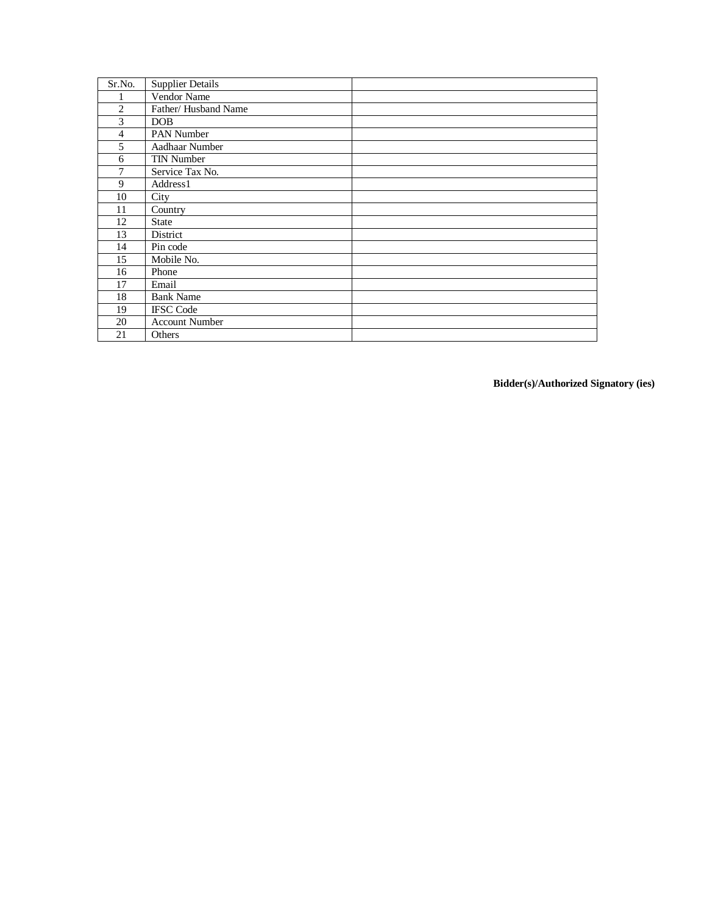| Sr.No. | Supplier Details | |
|---|---|---|
| 1 | Vendor Name | |
| 2 | Father/ Husband Name | |
| 3 | DOB | |
| 4 | PAN Number | |
| 5 | Aadhaar Number | |
| 6 | TIN Number | |
| 7 | Service Tax No. | |
| 9 | Address1 | |
| 10 | City | |
| 11 | Country | |
| 12 | State | |
| 13 | District | |
| 14 | Pin code | |
| 15 | Mobile No. | |
| 16 | Phone | |
| 17 | Email | |
| 18 | Bank Name | |
| 19 | IFSC Code | |
| 20 | Account Number | |
| 21 | Others | |

**Bidder(s)/Authorized Signatory (ies)**